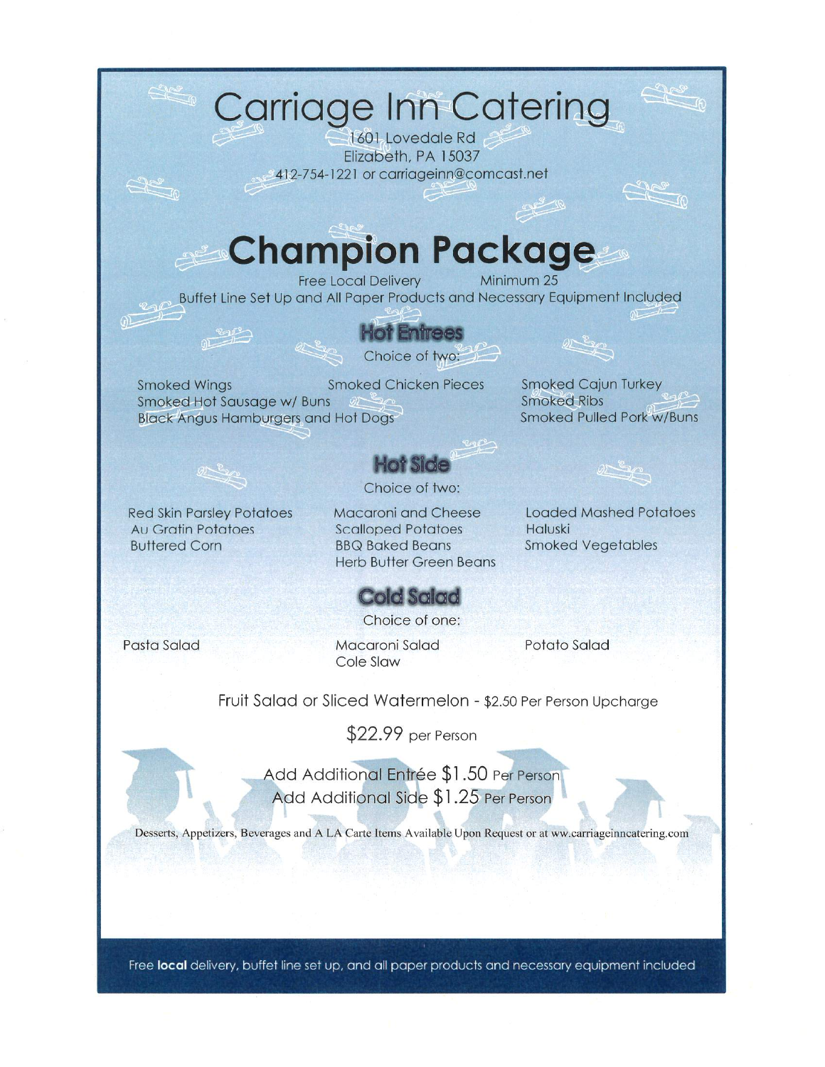# Carriage Inn Catering

1601 Lovedale Rd
Elizabeth, PA 15037
412-754-1221 or carriageinn@comcast.net

# Champion Package

Free Local Delivery — Minimum 25

Buffet Line Set Up and All Paper Products and Necessary Equipment Included

## Hot Entrees

Choice of two:

- Smoked Wings
- Smoked Hot Sausage w/ Buns
- Black Angus Hamburgers and Hot Dogs
- Smoked Chicken Pieces
- Smoked Cajun Turkey
- Smoked Ribs
- Smoked Pulled Pork w/Buns

## Hot Side

Choice of two:

- Red Skin Parsley Potatoes
- Au Gratin Potatoes
- Buttered Corn
- Macaroni and Cheese
- Scalloped Potatoes
- BBQ Baked Beans
- Herb Butter Green Beans
- Loaded Mashed Potatoes
- Haluski
- Smoked Vegetables

## Cold Salad

Choice of one:

- Pasta Salad
- Macaroni Salad
- Cole Slaw
- Potato Salad

Fruit Salad or Sliced Watermelon - $2.50 Per Person Upcharge

**$22.99 per Person**

Add Additional Entrée $1.50 Per Person

Add Additional Side $1.25 Per Person

Desserts, Appetizers, Beverages and A LA Carte Items Available Upon Request or at ww.carriageinncatering.com

Free **local** delivery, buffet line set up, and all paper products and necessary equipment included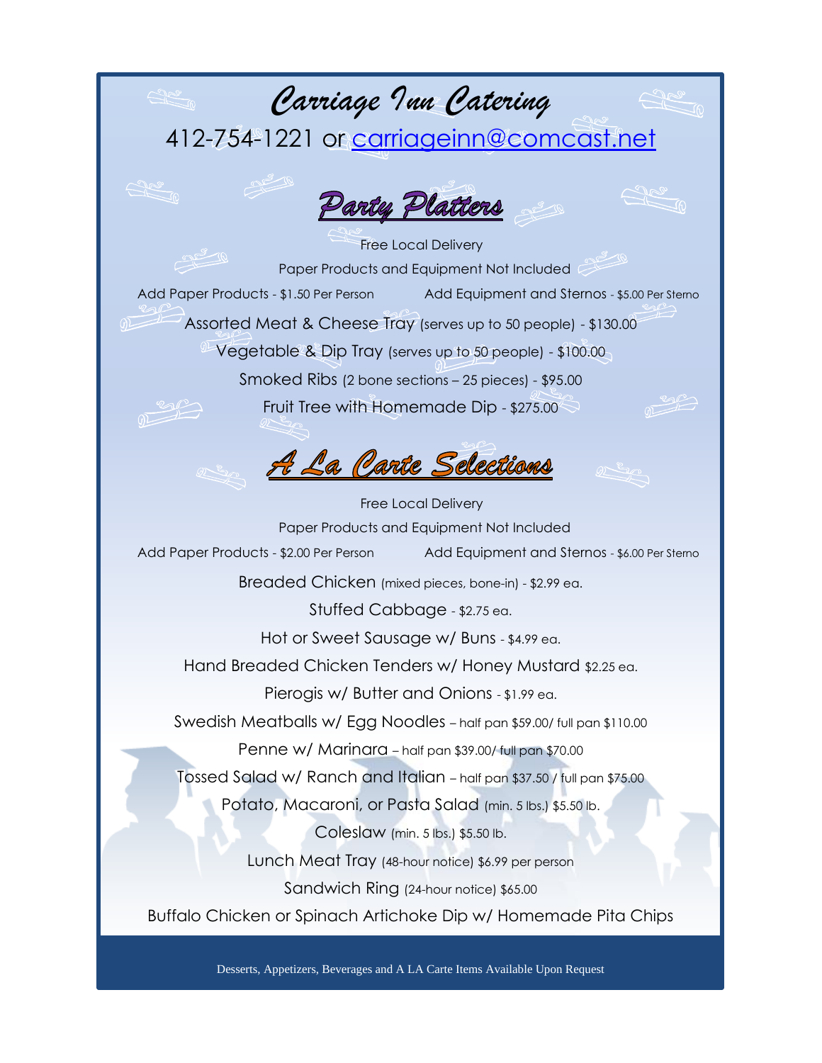# Carriage Inn Catering

412-754-1221 or carriageinn@comcast.net

## Party Platters

Free Local Delivery

Paper Products and Equipment Not Included

Add Paper Products - $1.50 Per Person　　　Add Equipment and Sternos - $5.00 Per Sterno

Assorted Meat & Cheese Tray (serves up to 50 people) - $130.00

Vegetable & Dip Tray (serves up to 50 people) - $100.00

Smoked Ribs (2 bone sections – 25 pieces) - $95.00

Fruit Tree with Homemade Dip - $275.00

## A La Carte Selections

Free Local Delivery

Paper Products and Equipment Not Included

Add Paper Products - $2.00 Per Person　　　Add Equipment and Sternos - $6.00 Per Sterno

Breaded Chicken (mixed pieces, bone-in) - $2.99 ea.

Stuffed Cabbage - $2.75 ea.

Hot or Sweet Sausage w/ Buns - $4.99 ea.

Hand Breaded Chicken Tenders w/ Honey Mustard $2.25 ea.

Pierogis w/ Butter and Onions - $1.99 ea.

Swedish Meatballs w/ Egg Noodles – half pan $59.00/ full pan $110.00

Penne w/ Marinara – half pan $39.00/ full pan $70.00

Tossed Salad w/ Ranch and Italian – half pan $37.50 / full pan $75.00

Potato, Macaroni, or Pasta Salad (min. 5 lbs.) $5.50 lb.

Coleslaw (min. 5 lbs.) $5.50 lb.

Lunch Meat Tray (48-hour notice) $6.99 per person

Sandwich Ring (24-hour notice) $65.00

Buffalo Chicken or Spinach Artichoke Dip w/ Homemade Pita Chips

Desserts, Appetizers, Beverages and A LA Carte Items Available Upon Request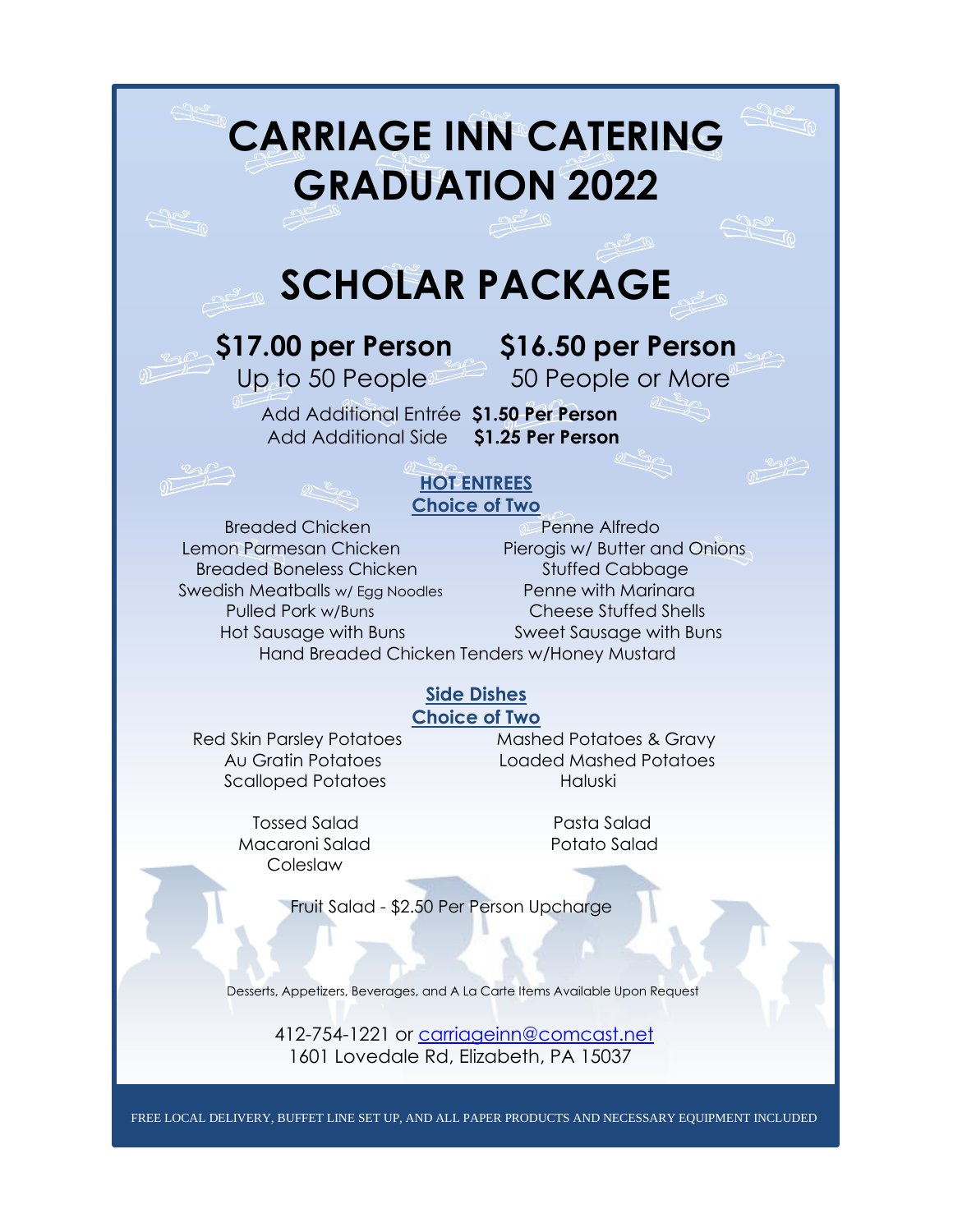# CARRIAGE INN CATERING
# GRADUATION 2022

# SCHOLAR PACKAGE

**$17.00 per Person**
Up to 50 People

**$16.50 per Person**
50 People or More

Add Additional Entrée **$1.50 Per Person**
Add Additional Side **$1.25 Per Person**

## HOT ENTREES
### Choice of Two

- Breaded Chicken
- Lemon Parmesan Chicken
- Breaded Boneless Chicken
- Swedish Meatballs w/ Egg Noodles
- Pulled Pork w/Buns
- Hot Sausage with Buns
- Penne Alfredo
- Pierogis w/ Butter and Onions
- Stuffed Cabbage
- Penne with Marinara
- Cheese Stuffed Shells
- Sweet Sausage with Buns
- Hand Breaded Chicken Tenders w/Honey Mustard

## Side Dishes
### Choice of Two

- Red Skin Parsley Potatoes
- Au Gratin Potatoes
- Scalloped Potatoes
- Mashed Potatoes & Gravy
- Loaded Mashed Potatoes
- Haluski

- Tossed Salad
- Macaroni Salad
- Coleslaw
- Pasta Salad
- Potato Salad

Fruit Salad - $2.50 Per Person Upcharge

Desserts, Appetizers, Beverages, and A La Carte Items Available Upon Request

412-754-1221 or carriageinn@comcast.net
1601 Lovedale Rd, Elizabeth, PA 15037

FREE LOCAL DELIVERY, BUFFET LINE SET UP, AND ALL PAPER PRODUCTS AND NECESSARY EQUIPMENT INCLUDED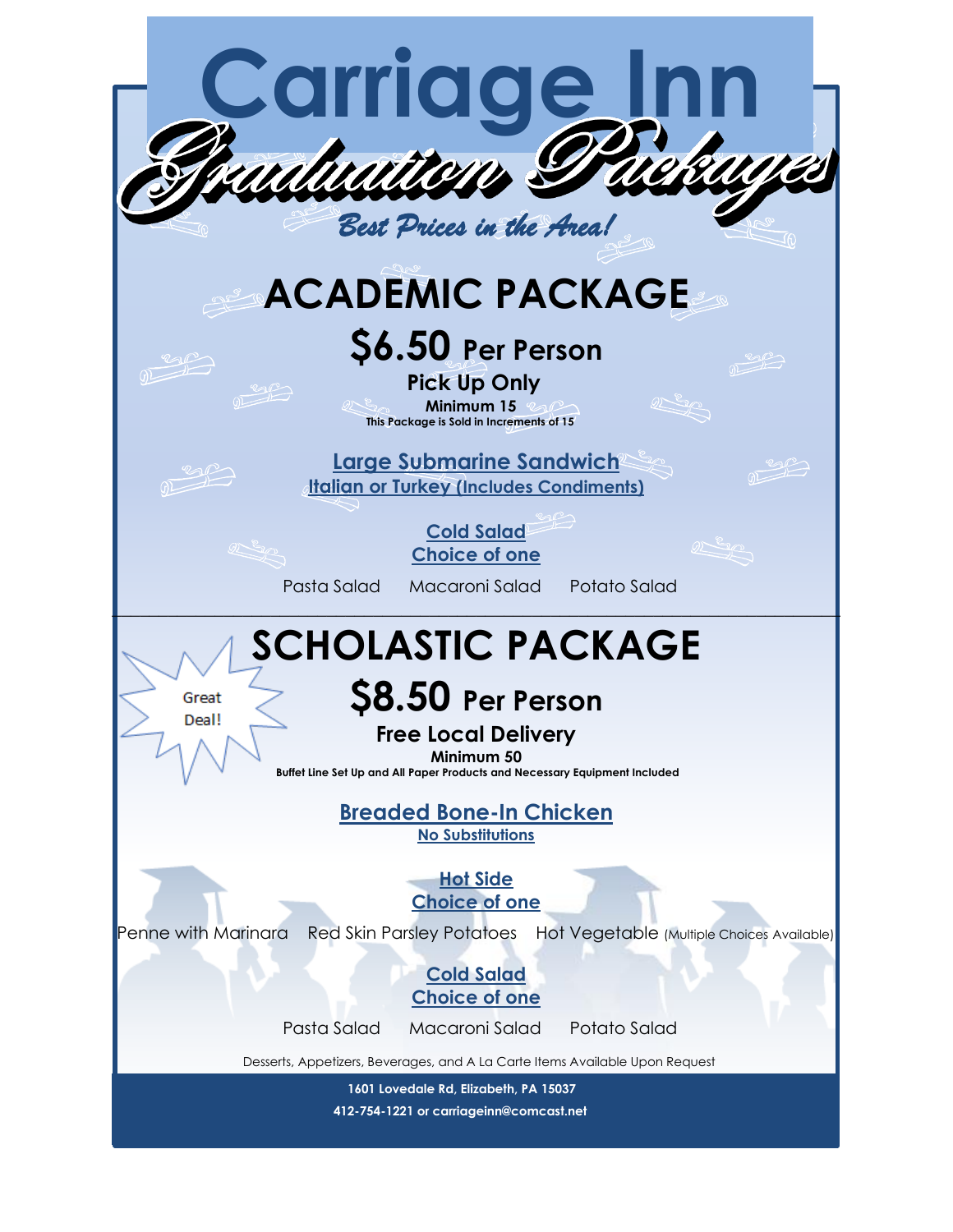# Carriage Inn

## *Graduation Packages*

*Best Prices in the Area!*

## ACADEMIC PACKAGE

### $6.50 Per Person

**Pick Up Only**

**Minimum 15**

**This Package is Sold in Increments of 15**

**Large Submarine Sandwich**

**Italian or Turkey (Includes Condiments)**

**Cold Salad**
**Choice of one**

Pasta Salad     Macaroni Salad     Potato Salad

---

## SCHOLASTIC PACKAGE

Great Deal!

### $8.50 Per Person

**Free Local Delivery**

**Minimum 50**

**Buffet Line Set Up and All Paper Products and Necessary Equipment Included**

**Breaded Bone-In Chicken**

**No Substitutions**

**Hot Side**
**Choice of one**

Penne with Marinara     Red Skin Parsley Potatoes     Hot Vegetable (Multiple Choices Available)

**Cold Salad**
**Choice of one**

Pasta Salad     Macaroni Salad     Potato Salad

Desserts, Appetizers, Beverages, and A La Carte Items Available Upon Request

**1601 Lovedale Rd, Elizabeth, PA 15037**

**412-754-1221 or carriageinn@comcast.net**